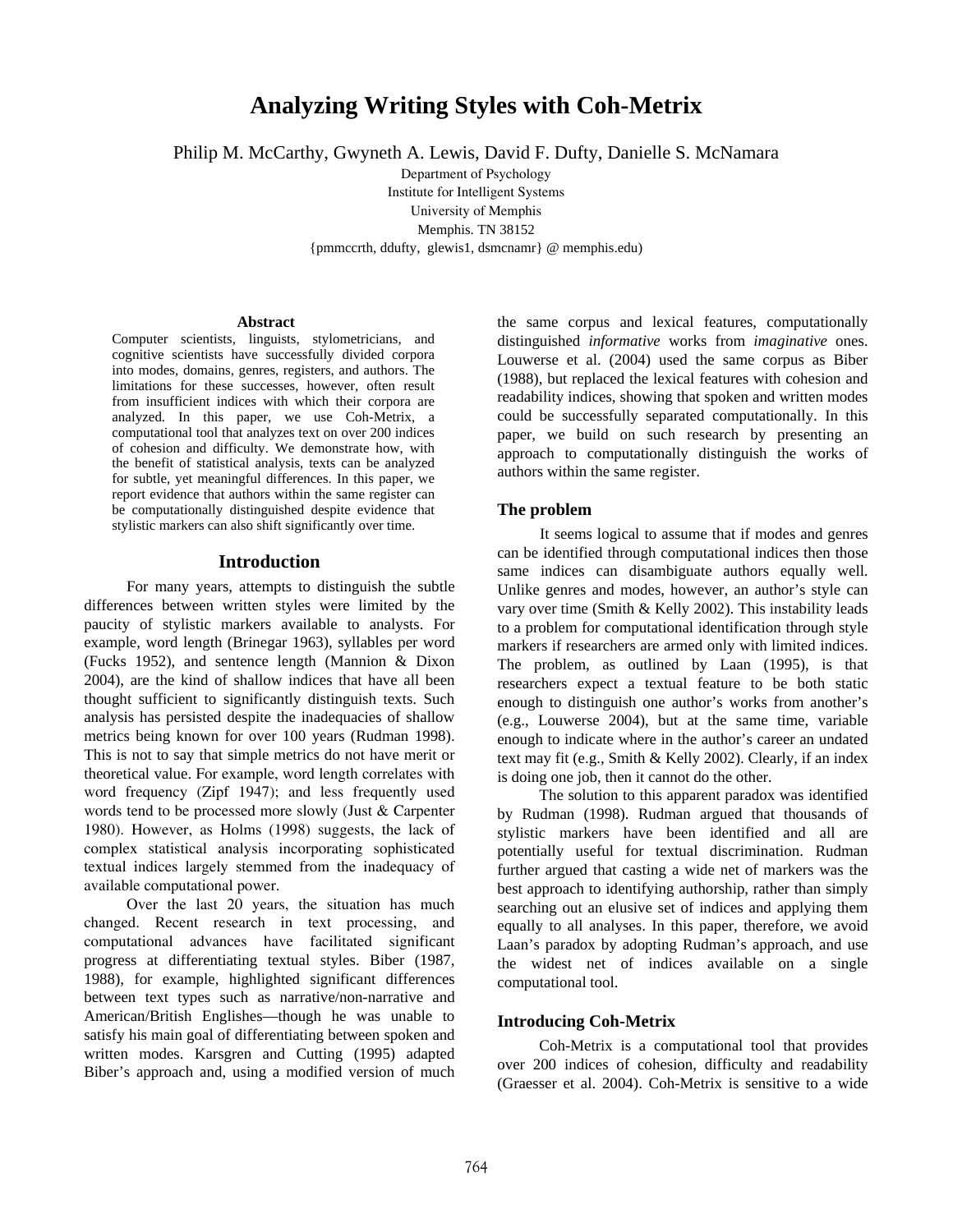# Analyzing Writing Styles with Coh-Metrix

Philip M. McCarthy, Gwyneth A. Lewis, David F. Dufty, Danielle S. McNamara

Department of Psychology
Institute for Intelligent Systems
University of Memphis
Memphis. TN 38152
{pmmccrth, ddufty, glewis1, dsmcnamr} @ memphis.edu)

### Abstract

Computer scientists, linguists, stylometricians, and cognitive scientists have successfully divided corpora into modes, domains, genres, registers, and authors. The limitations for these successes, however, often result from insufficient indices with which their corpora are analyzed. In this paper, we use Coh-Metrix, a computational tool that analyzes text on over 200 indices of cohesion and difficulty. We demonstrate how, with the benefit of statistical analysis, texts can be analyzed for subtle, yet meaningful differences. In this paper, we report evidence that authors within the same register can be computationally distinguished despite evidence that stylistic markers can also shift significantly over time.

## Introduction

For many years, attempts to distinguish the subtle differences between written styles were limited by the paucity of stylistic markers available to analysts. For example, word length (Brinegar 1963), syllables per word (Fucks 1952), and sentence length (Mannion & Dixon 2004), are the kind of shallow indices that have all been thought sufficient to significantly distinguish texts. Such analysis has persisted despite the inadequacies of shallow metrics being known for over 100 years (Rudman 1998). This is not to say that simple metrics do not have merit or theoretical value. For example, word length correlates with word frequency (Zipf 1947); and less frequently used words tend to be processed more slowly (Just & Carpenter 1980). However, as Holms (1998) suggests, the lack of complex statistical analysis incorporating sophisticated textual indices largely stemmed from the inadequacy of available computational power.

Over the last 20 years, the situation has much changed. Recent research in text processing, and computational advances have facilitated significant progress at differentiating textual styles. Biber (1987, 1988), for example, highlighted significant differences between text types such as narrative/non-narrative and American/British Englishes—though he was unable to satisfy his main goal of differentiating between spoken and written modes. Karsgren and Cutting (1995) adapted Biber's approach and, using a modified version of much the same corpus and lexical features, computationally distinguished *informative* works from *imaginative* ones. Louwerse et al. (2004) used the same corpus as Biber (1988), but replaced the lexical features with cohesion and readability indices, showing that spoken and written modes could be successfully separated computationally. In this paper, we build on such research by presenting an approach to computationally distinguish the works of authors within the same register.

### The problem

It seems logical to assume that if modes and genres can be identified through computational indices then those same indices can disambiguate authors equally well. Unlike genres and modes, however, an author's style can vary over time (Smith & Kelly 2002). This instability leads to a problem for computational identification through style markers if researchers are armed only with limited indices. The problem, as outlined by Laan (1995), is that researchers expect a textual feature to be both static enough to distinguish one author's works from another's (e.g., Louwerse 2004), but at the same time, variable enough to indicate where in the author's career an undated text may fit (e.g., Smith & Kelly 2002). Clearly, if an index is doing one job, then it cannot do the other.

The solution to this apparent paradox was identified by Rudman (1998). Rudman argued that thousands of stylistic markers have been identified and all are potentially useful for textual discrimination. Rudman further argued that casting a wide net of markers was the best approach to identifying authorship, rather than simply searching out an elusive set of indices and applying them equally to all analyses. In this paper, therefore, we avoid Laan's paradox by adopting Rudman's approach, and use the widest net of indices available on a single computational tool.

### Introducing Coh-Metrix

Coh-Metrix is a computational tool that provides over 200 indices of cohesion, difficulty and readability (Graesser et al. 2004). Coh-Metrix is sensitive to a wide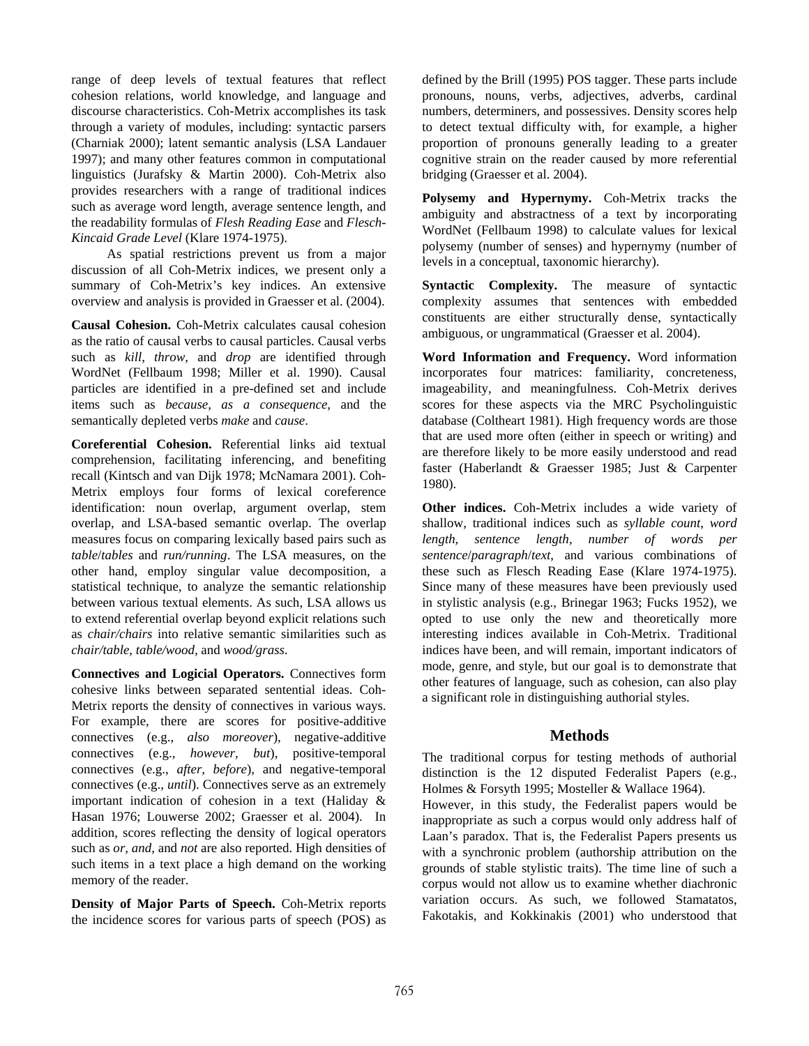range of deep levels of textual features that reflect cohesion relations, world knowledge, and language and discourse characteristics. Coh-Metrix accomplishes its task through a variety of modules, including: syntactic parsers (Charniak 2000); latent semantic analysis (LSA Landauer 1997); and many other features common in computational linguistics (Jurafsky & Martin 2000). Coh-Metrix also provides researchers with a range of traditional indices such as average word length, average sentence length, and the readability formulas of *Flesh Reading Ease* and *Flesch-Kincaid Grade Level* (Klare 1974-1975).

As spatial restrictions prevent us from a major discussion of all Coh-Metrix indices, we present only a summary of Coh-Metrix's key indices. An extensive overview and analysis is provided in Graesser et al. (2004).

**Causal Cohesion.** Coh-Metrix calculates causal cohesion as the ratio of causal verbs to causal particles. Causal verbs such as *kill*, *throw*, and *drop* are identified through WordNet (Fellbaum 1998; Miller et al. 1990). Causal particles are identified in a pre-defined set and include items such as *because*, *as a consequence*, and the semantically depleted verbs *make* and *cause*.

**Coreferential Cohesion.** Referential links aid textual comprehension, facilitating inferencing, and benefiting recall (Kintsch and van Dijk 1978; McNamara 2001). Coh-Metrix employs four forms of lexical coreference identification: noun overlap, argument overlap, stem overlap, and LSA-based semantic overlap. The overlap measures focus on comparing lexically based pairs such as *table*/*tables* and *run/running*. The LSA measures, on the other hand, employ singular value decomposition, a statistical technique, to analyze the semantic relationship between various textual elements. As such, LSA allows us to extend referential overlap beyond explicit relations such as *chair/chairs* into relative semantic similarities such as *chair/table*, *table/wood*, and *wood/grass*.

**Connectives and Logicial Operators.** Connectives form cohesive links between separated sentential ideas. Coh-Metrix reports the density of connectives in various ways. For example, there are scores for positive-additive connectives (e.g., *also moreover*), negative-additive connectives (e.g., *however, but*), positive-temporal connectives (e.g., *after, before*), and negative-temporal connectives (e.g., *until*). Connectives serve as an extremely important indication of cohesion in a text (Haliday & Hasan 1976; Louwerse 2002; Graesser et al. 2004). In addition, scores reflecting the density of logical operators such as *or*, *and*, and *not* are also reported. High densities of such items in a text place a high demand on the working memory of the reader.

**Density of Major Parts of Speech.** Coh-Metrix reports the incidence scores for various parts of speech (POS) as defined by the Brill (1995) POS tagger. These parts include pronouns, nouns, verbs, adjectives, adverbs, cardinal numbers, determiners, and possessives. Density scores help to detect textual difficulty with, for example, a higher proportion of pronouns generally leading to a greater cognitive strain on the reader caused by more referential bridging (Graesser et al. 2004).

**Polysemy and Hypernymy.** Coh-Metrix tracks the ambiguity and abstractness of a text by incorporating WordNet (Fellbaum 1998) to calculate values for lexical polysemy (number of senses) and hypernymy (number of levels in a conceptual, taxonomic hierarchy).

**Syntactic Complexity.** The measure of syntactic complexity assumes that sentences with embedded constituents are either structurally dense, syntactically ambiguous, or ungrammatical (Graesser et al. 2004).

**Word Information and Frequency.** Word information incorporates four matrices: familiarity, concreteness, imageability, and meaningfulness. Coh-Metrix derives scores for these aspects via the MRC Psycholinguistic database (Coltheart 1981). High frequency words are those that are used more often (either in speech or writing) and are therefore likely to be more easily understood and read faster (Haberlandt & Graesser 1985; Just & Carpenter 1980).

**Other indices.** Coh-Metrix includes a wide variety of shallow, traditional indices such as *syllable count*, *word length*, *sentence length*, *number of words per sentence*/*paragraph*/*text*, and various combinations of these such as Flesch Reading Ease (Klare 1974-1975). Since many of these measures have been previously used in stylistic analysis (e.g., Brinegar 1963; Fucks 1952), we opted to use only the new and theoretically more interesting indices available in Coh-Metrix. Traditional indices have been, and will remain, important indicators of mode, genre, and style, but our goal is to demonstrate that other features of language, such as cohesion, can also play a significant role in distinguishing authorial styles.

## Methods

The traditional corpus for testing methods of authorial distinction is the 12 disputed Federalist Papers (e.g., Holmes & Forsyth 1995; Mosteller & Wallace 1964).

However, in this study, the Federalist papers would be inappropriate as such a corpus would only address half of Laan's paradox. That is, the Federalist Papers presents us with a synchronic problem (authorship attribution on the grounds of stable stylistic traits). The time line of such a corpus would not allow us to examine whether diachronic variation occurs. As such, we followed Stamatatos, Fakotakis, and Kokkinakis (2001) who understood that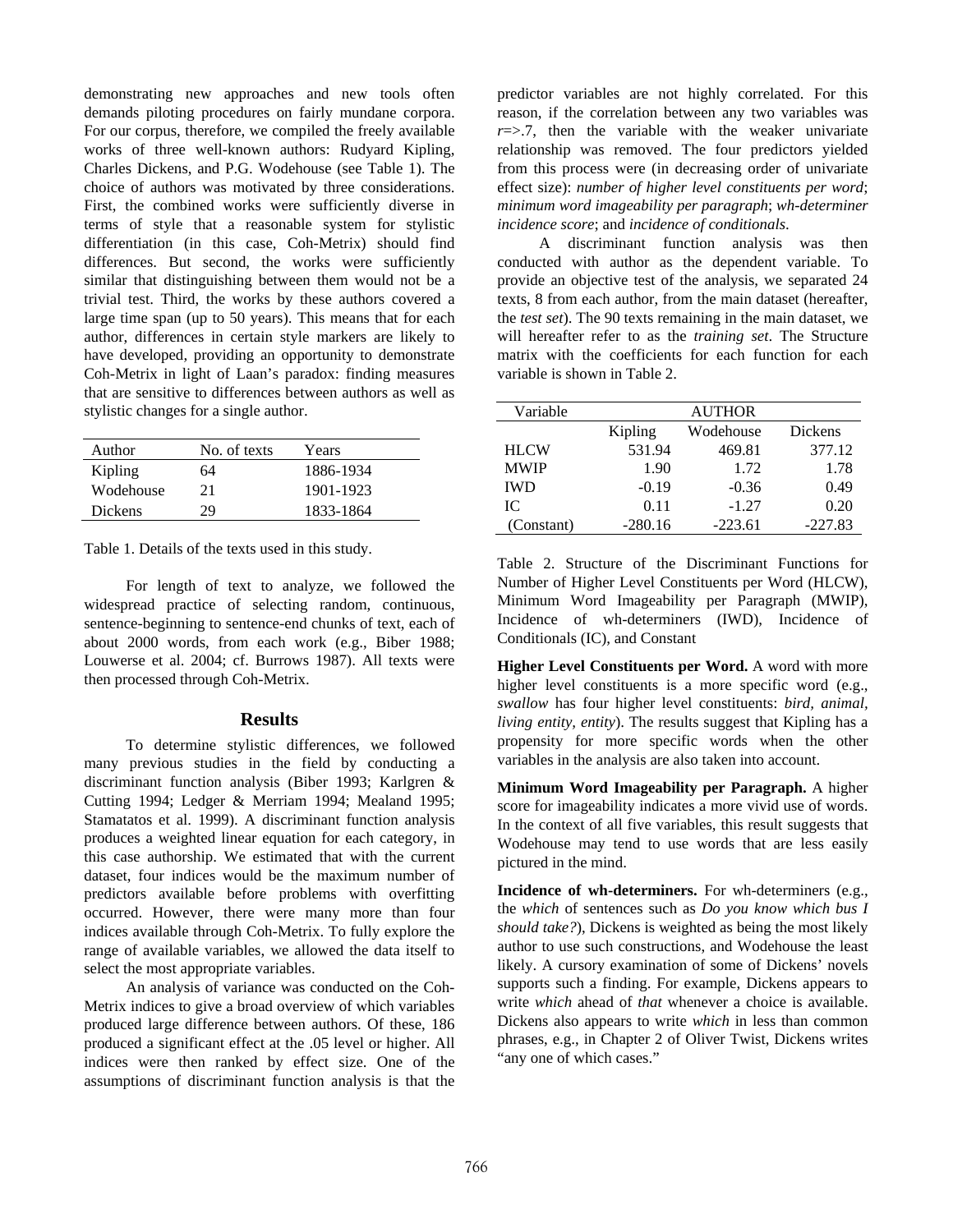demonstrating new approaches and new tools often demands piloting procedures on fairly mundane corpora. For our corpus, therefore, we compiled the freely available works of three well-known authors: Rudyard Kipling, Charles Dickens, and P.G. Wodehouse (see Table 1). The choice of authors was motivated by three considerations. First, the combined works were sufficiently diverse in terms of style that a reasonable system for stylistic differentiation (in this case, Coh-Metrix) should find differences. But second, the works were sufficiently similar that distinguishing between them would not be a trivial test. Third, the works by these authors covered a large time span (up to 50 years). This means that for each author, differences in certain style markers are likely to have developed, providing an opportunity to demonstrate Coh-Metrix in light of Laan's paradox: finding measures that are sensitive to differences between authors as well as stylistic changes for a single author.

| Author | No. of texts | Years |
|---|---|---|
| Kipling | 64 | 1886-1934 |
| Wodehouse | 21 | 1901-1923 |
| Dickens | 29 | 1833-1864 |

Table 1. Details of the texts used in this study.

For length of text to analyze, we followed the widespread practice of selecting random, continuous, sentence-beginning to sentence-end chunks of text, each of about 2000 words, from each work (e.g., Biber 1988; Louwerse et al. 2004; cf. Burrows 1987). All texts were then processed through Coh-Metrix.

## Results

To determine stylistic differences, we followed many previous studies in the field by conducting a discriminant function analysis (Biber 1993; Karlgren & Cutting 1994; Ledger & Merriam 1994; Mealand 1995; Stamatatos et al. 1999). A discriminant function analysis produces a weighted linear equation for each category, in this case authorship. We estimated that with the current dataset, four indices would be the maximum number of predictors available before problems with overfitting occurred. However, there were many more than four indices available through Coh-Metrix. To fully explore the range of available variables, we allowed the data itself to select the most appropriate variables.

An analysis of variance was conducted on the Coh-Metrix indices to give a broad overview of which variables produced large difference between authors. Of these, 186 produced a significant effect at the .05 level or higher. All indices were then ranked by effect size. One of the assumptions of discriminant function analysis is that the predictor variables are not highly correlated. For this reason, if the correlation between any two variables was $r$=>.7, then the variable with the weaker univariate relationship was removed. The four predictors yielded from this process were (in decreasing order of univariate effect size): *number of higher level constituents per word*; *minimum word imageability per paragraph*; *wh-determiner incidence score*; and *incidence of conditionals*.

A discriminant function analysis was then conducted with author as the dependent variable. To provide an objective test of the analysis, we separated 24 texts, 8 from each author, from the main dataset (hereafter, the *test set*). The 90 texts remaining in the main dataset, we will hereafter refer to as the *training set*. The Structure matrix with the coefficients for each function for each variable is shown in Table 2.

| Variable | AUTHOR | | |
|---|---|---|---|
| | Kipling | Wodehouse | Dickens |
| HLCW | 531.94 | 469.81 | 377.12 |
| MWIP | 1.90 | 1.72 | 1.78 |
| IWD | -0.19 | -0.36 | 0.49 |
| IC | 0.11 | -1.27 | 0.20 |
| (Constant) | -280.16 | -223.61 | -227.83 |

Table 2. Structure of the Discriminant Functions for Number of Higher Level Constituents per Word (HLCW), Minimum Word Imageability per Paragraph (MWIP), Incidence of wh-determiners (IWD), Incidence of Conditionals (IC), and Constant

**Higher Level Constituents per Word.** A word with more higher level constituents is a more specific word (e.g., *swallow* has four higher level constituents: *bird, animal, living entity, entity*). The results suggest that Kipling has a propensity for more specific words when the other variables in the analysis are also taken into account.

**Minimum Word Imageability per Paragraph.** A higher score for imageability indicates a more vivid use of words. In the context of all five variables, this result suggests that Wodehouse may tend to use words that are less easily pictured in the mind.

**Incidence of wh-determiners.** For wh-determiners (e.g., the *which* of sentences such as *Do you know which bus I should take?*), Dickens is weighted as being the most likely author to use such constructions, and Wodehouse the least likely. A cursory examination of some of Dickens' novels supports such a finding. For example, Dickens appears to write *which* ahead of *that* whenever a choice is available. Dickens also appears to write *which* in less than common phrases, e.g., in Chapter 2 of Oliver Twist, Dickens writes "any one of which cases."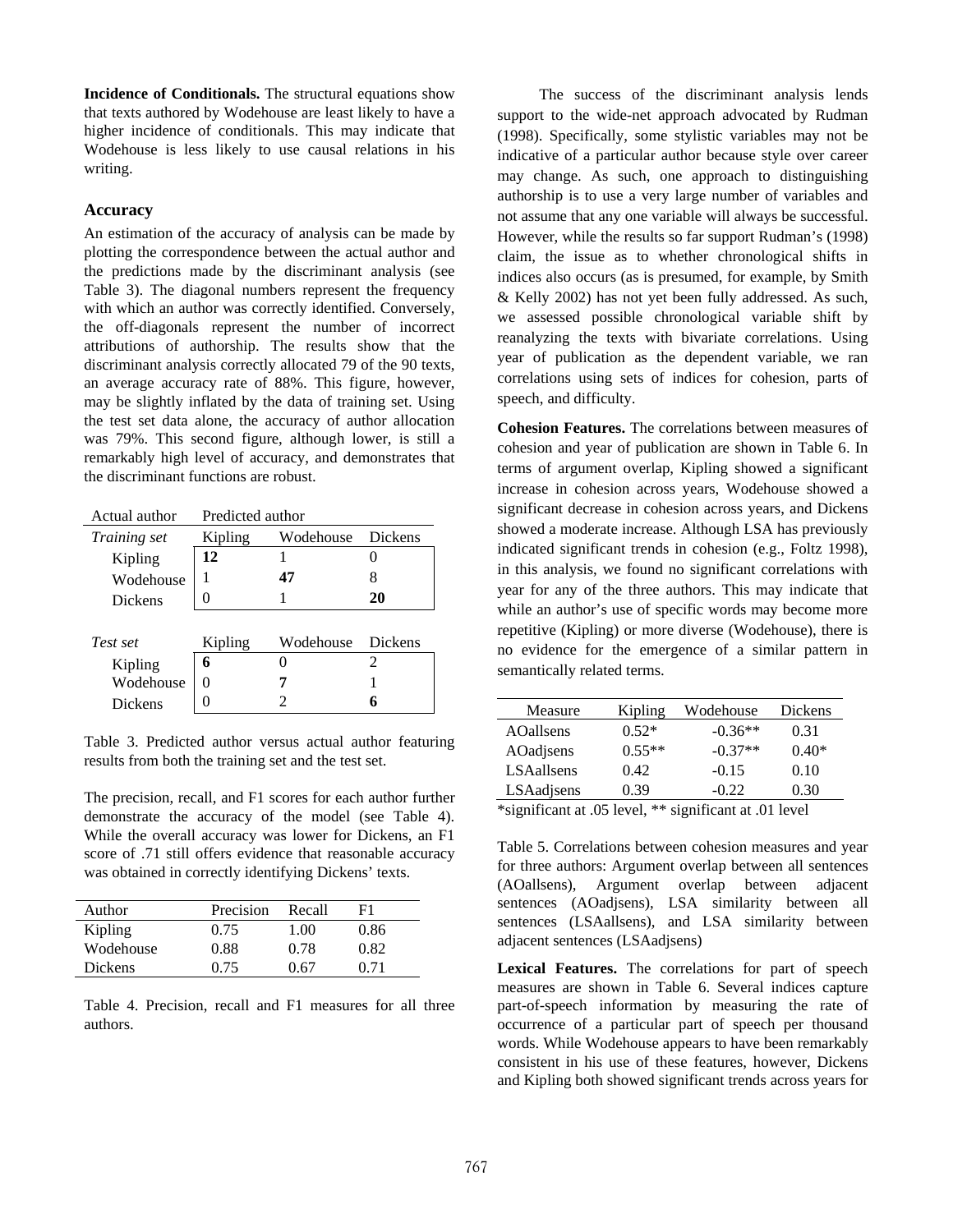**Incidence of Conditionals.** The structural equations show that texts authored by Wodehouse are least likely to have a higher incidence of conditionals. This may indicate that Wodehouse is less likely to use causal relations in his writing.

## Accuracy

An estimation of the accuracy of analysis can be made by plotting the correspondence between the actual author and the predictions made by the discriminant analysis (see Table 3). The diagonal numbers represent the frequency with which an author was correctly identified. Conversely, the off-diagonals represent the number of incorrect attributions of authorship. The results show that the discriminant analysis correctly allocated 79 of the 90 texts, an average accuracy rate of 88%. This figure, however, may be slightly inflated by the data of training set. Using the test set data alone, the accuracy of author allocation was 79%. This second figure, although lower, is still a remarkably high level of accuracy, and demonstrates that the discriminant functions are robust.

| Actual author | Predicted author | | |
|---|---|---|---|
| *Training set* | Kipling | Wodehouse | Dickens |
| Kipling | **12** | 1 | 0 |
| Wodehouse | 1 | **47** | 8 |
| Dickens | 0 | 1 | **20** |
| *Test set* | Kipling | Wodehouse | Dickens |
| Kipling | **6** | 0 | 2 |
| Wodehouse | 0 | **7** | 1 |
| Dickens | 0 | 2 | **6** |

Table 3. Predicted author versus actual author featuring results from both the training set and the test set.

The precision, recall, and F1 scores for each author further demonstrate the accuracy of the model (see Table 4). While the overall accuracy was lower for Dickens, an F1 score of .71 still offers evidence that reasonable accuracy was obtained in correctly identifying Dickens' texts.

| Author | Precision | Recall | F1 |
|---|---|---|---|
| Kipling | 0.75 | 1.00 | 0.86 |
| Wodehouse | 0.88 | 0.78 | 0.82 |
| Dickens | 0.75 | 0.67 | 0.71 |

Table 4. Precision, recall and F1 measures for all three authors.

The success of the discriminant analysis lends support to the wide-net approach advocated by Rudman (1998). Specifically, some stylistic variables may not be indicative of a particular author because style over career may change. As such, one approach to distinguishing authorship is to use a very large number of variables and not assume that any one variable will always be successful. However, while the results so far support Rudman's (1998) claim, the issue as to whether chronological shifts in indices also occurs (as is presumed, for example, by Smith & Kelly 2002) has not yet been fully addressed. As such, we assessed possible chronological variable shift by reanalyzing the texts with bivariate correlations. Using year of publication as the dependent variable, we ran correlations using sets of indices for cohesion, parts of speech, and difficulty.

**Cohesion Features.** The correlations between measures of cohesion and year of publication are shown in Table 6. In terms of argument overlap, Kipling showed a significant increase in cohesion across years, Wodehouse showed a significant decrease in cohesion across years, and Dickens showed a moderate increase. Although LSA has previously indicated significant trends in cohesion (e.g., Foltz 1998), in this analysis, we found no significant correlations with year for any of the three authors. This may indicate that while an author's use of specific words may become more repetitive (Kipling) or more diverse (Wodehouse), there is no evidence for the emergence of a similar pattern in semantically related terms.

| Measure | Kipling | Wodehouse | Dickens |
|---|---|---|---|
| AOallsens | 0.52* | -0.36** | 0.31 |
| AOadjsens | 0.55** | -0.37** | 0.40* |
| LSAallsens | 0.42 | -0.15 | 0.10 |
| LSAadjsens | 0.39 | -0.22 | 0.30 |

*significant at .05 level, ** significant at .01 level

Table 5. Correlations between cohesion measures and year for three authors: Argument overlap between all sentences (AOallsens), Argument overlap between adjacent sentences (AOadjsens), LSA similarity between all sentences (LSAallsens), and LSA similarity between adjacent sentences (LSAadjsens)

**Lexical Features.** The correlations for part of speech measures are shown in Table 6. Several indices capture part-of-speech information by measuring the rate of occurrence of a particular part of speech per thousand words. While Wodehouse appears to have been remarkably consistent in his use of these features, however, Dickens and Kipling both showed significant trends across years for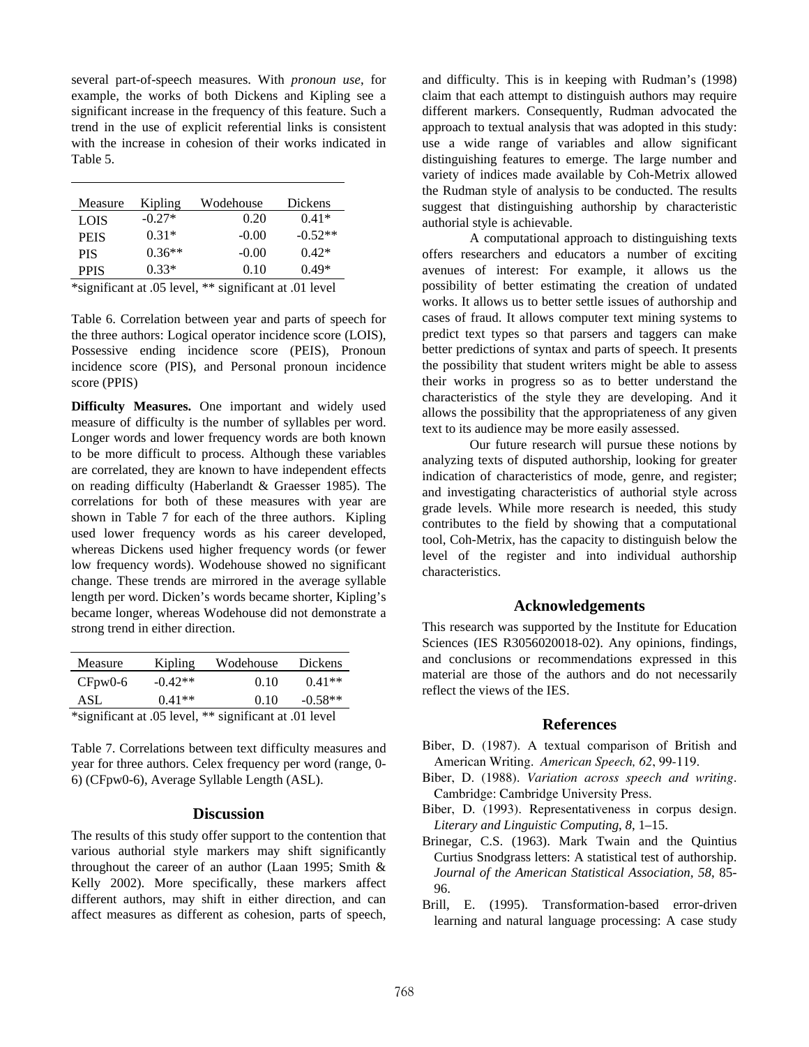several part-of-speech measures. With *pronoun use*, for example, the works of both Dickens and Kipling see a significant increase in the frequency of this feature. Such a trend in the use of explicit referential links is consistent with the increase in cohesion of their works indicated in Table 5.

| Measure | Kipling | Wodehouse | Dickens |
|---|---|---|---|
| LOIS | -0.27* | 0.20 | 0.41* |
| PEIS | 0.31* | -0.00 | -0.52** |
| PIS | 0.36** | -0.00 | 0.42* |
| PPIS | 0.33* | 0.10 | 0.49* |

*significant at .05 level, ** significant at .01 level

Table 6. Correlation between year and parts of speech for the three authors: Logical operator incidence score (LOIS), Possessive ending incidence score (PEIS), Pronoun incidence score (PIS), and Personal pronoun incidence score (PPIS)

**Difficulty Measures.** One important and widely used measure of difficulty is the number of syllables per word. Longer words and lower frequency words are both known to be more difficult to process. Although these variables are correlated, they are known to have independent effects on reading difficulty (Haberlandt & Graesser 1985). The correlations for both of these measures with year are shown in Table 7 for each of the three authors. Kipling used lower frequency words as his career developed, whereas Dickens used higher frequency words (or fewer low frequency words). Wodehouse showed no significant change. These trends are mirrored in the average syllable length per word. Dicken's words became shorter, Kipling's became longer, whereas Wodehouse did not demonstrate a strong trend in either direction.

| Measure | Kipling | Wodehouse | Dickens |
|---|---|---|---|
| CFpw0-6 | -0.42** | 0.10 | 0.41** |
| ASL | 0.41** | 0.10 | -0.58** |

*significant at .05 level, ** significant at .01 level

Table 7. Correlations between text difficulty measures and year for three authors. Celex frequency per word (range, 0-6) (CFpw0-6), Average Syllable Length (ASL).

## Discussion

The results of this study offer support to the contention that various authorial style markers may shift significantly throughout the career of an author (Laan 1995; Smith & Kelly 2002). More specifically, these markers affect different authors, may shift in either direction, and can affect measures as different as cohesion, parts of speech, and difficulty. This is in keeping with Rudman's (1998) claim that each attempt to distinguish authors may require different markers. Consequently, Rudman advocated the approach to textual analysis that was adopted in this study: use a wide range of variables and allow significant distinguishing features to emerge. The large number and variety of indices made available by Coh-Metrix allowed the Rudman style of analysis to be conducted. The results suggest that distinguishing authorship by characteristic authorial style is achievable.

A computational approach to distinguishing texts offers researchers and educators a number of exciting avenues of interest: For example, it allows us the possibility of better estimating the creation of undated works. It allows us to better settle issues of authorship and cases of fraud. It allows computer text mining systems to predict text types so that parsers and taggers can make better predictions of syntax and parts of speech. It presents the possibility that student writers might be able to assess their works in progress so as to better understand the characteristics of the style they are developing. And it allows the possibility that the appropriateness of any given text to its audience may be more easily assessed.

Our future research will pursue these notions by analyzing texts of disputed authorship, looking for greater indication of characteristics of mode, genre, and register; and investigating characteristics of authorial style across grade levels. While more research is needed, this study contributes to the field by showing that a computational tool, Coh-Metrix, has the capacity to distinguish below the level of the register and into individual authorship characteristics.

## Acknowledgements

This research was supported by the Institute for Education Sciences (IES R3056020018-02). Any opinions, findings, and conclusions or recommendations expressed in this material are those of the authors and do not necessarily reflect the views of the IES.

## References

Biber, D. (1987). A textual comparison of British and American Writing. *American Speech, 62*, 99-119.

Biber, D. (1988). *Variation across speech and writing*. Cambridge: Cambridge University Press.

Biber, D. (1993). Representativeness in corpus design. *Literary and Linguistic Computing, 8*, 1–15.

Brinegar, C.S. (1963). Mark Twain and the Quintius Curtius Snodgrass letters: A statistical test of authorship. *Journal of the American Statistical Association, 58*, 85-96.

Brill, E. (1995). Transformation-based error-driven learning and natural language processing: A case study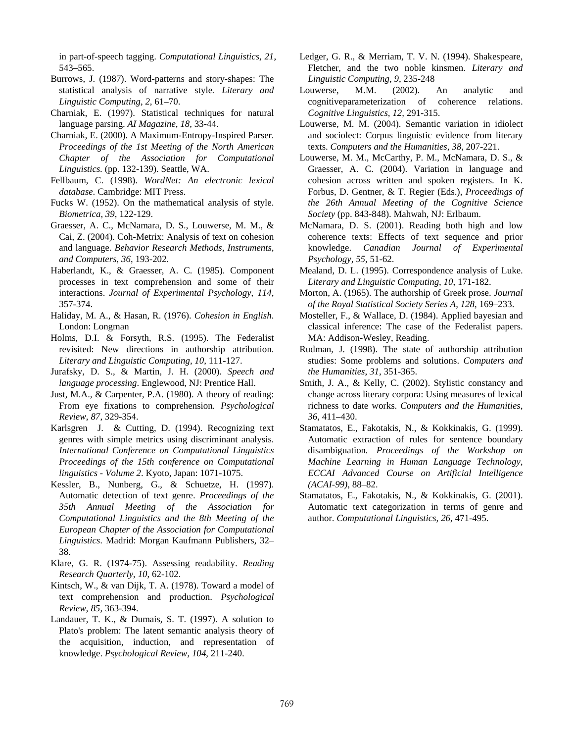in part-of-speech tagging. *Computational Linguistics, 21*, 543–565.

Burrows, J. (1987). Word-patterns and story-shapes: The statistical analysis of narrative style*. Literary and Linguistic Computing*, *2*, 61–70.

Charniak, E. (1997). Statistical techniques for natural language parsing. *AI Magazine*, *18*, 33-44.

Charniak, E. (2000). A Maximum-Entropy-Inspired Parser. *Proceedings of the 1st Meeting of the North American Chapter of the Association for Computational Linguistics.* (pp. 132-139). Seattle, WA.

Fellbaum, C. (1998). *WordNet: An electronic lexical database*. Cambridge: MIT Press.

Fucks W. (1952). On the mathematical analysis of style. *Biometrica, 39*, 122-129.

Graesser, A. C., McNamara, D. S., Louwerse, M. M., & Cai, Z. (2004). Coh-Metrix: Analysis of text on cohesion and language. *Behavior Research Methods, Instruments, and Computers*, *36*, 193-202.

Haberlandt, K., & Graesser, A. C. (1985). Component processes in text comprehension and some of their interactions. *Journal of Experimental Psychology*, *114*, 357-374.

Haliday, M. A., & Hasan, R. (1976). *Cohesion in English*. London: Longman

Holms, D.I. & Forsyth, R.S. (1995). The Federalist revisited: New directions in authorship attribution. *Literary and Linguistic Computing, 10,* 111-127.

Jurafsky, D. S., & Martin, J. H. (2000). *Speech and language processing*. Englewood, NJ: Prentice Hall.

Just, M.A., & Carpenter, P.A. (1980). A theory of reading: From eye fixations to comprehension*. Psychological Review*, *87*, 329-354.

Karlsgren J. & Cutting, D. (1994). Recognizing text genres with simple metrics using discriminant analysis. *International Conference on Computational Linguistics Proceedings of the 15th conference on Computational linguistics - Volume 2*. Kyoto, Japan: 1071-1075.

Kessler, B., Nunberg, G., & Schuetze, H. (1997). Automatic detection of text genre. *Proceedings of the 35th Annual Meeting of the Association for Computational Linguistics and the 8th Meeting of the European Chapter of the Association for Computational Linguistics*. Madrid: Morgan Kaufmann Publishers, 32–38.

Klare, G. R. (1974-75). Assessing readability. *Reading Research Quarterly*, *10*, 62-102.

Kintsch, W., & van Dijk, T. A. (1978). Toward a model of text comprehension and production. *Psychological Review*, *85*, 363-394.

Landauer, T. K., & Dumais, S. T. (1997). A solution to Plato's problem: The latent semantic analysis theory of the acquisition, induction, and representation of knowledge. *Psychological Review, 104*, 211-240.

Ledger, G. R., & Merriam, T. V. N. (1994). Shakespeare, Fletcher, and the two noble kinsmen*. Literary and Linguistic Computing*, *9*, 235-248

Louwerse, M.M. (2002). An analytic and cognitiveparameterization of coherence relations. *Cognitive Linguistics*, *12*, 291-315.

Louwerse, M. M. (2004). Semantic variation in idiolect and sociolect: Corpus linguistic evidence from literary texts. *Computers and the Humanities*, *38*, 207-221.

Louwerse, M. M., McCarthy, P. M., McNamara, D. S., & Graesser, A. C. (2004). Variation in language and cohesion across written and spoken registers. In K. Forbus, D. Gentner, & T. Regier (Eds.), *Proceedings of the 26th Annual Meeting of the Cognitive Science Society* (pp. 843-848). Mahwah, NJ: Erlbaum.

McNamara, D. S. (2001). Reading both high and low coherence texts: Effects of text sequence and prior knowledge. *Canadian Journal of Experimental Psychology*, *55*, 51-62.

Mealand, D. L. (1995). Correspondence analysis of Luke. *Literary and Linguistic Computing, 10*, 171-182.

Morton, A. (1965). The authorship of Greek prose. *Journal of the Royal Statistical Society Series A*, *128*, 169–233.

Mosteller, F., & Wallace, D. (1984). Applied bayesian and classical inference: The case of the Federalist papers. MA: Addison-Wesley, Reading.

Rudman, J. (1998). The state of authorship attribution studies: Some problems and solutions. *Computers and the Humanities*, *31*, 351-365.

Smith, J. A., & Kelly, C. (2002). Stylistic constancy and change across literary corpora: Using measures of lexical richness to date works. *Computers and the Humanities*, *36*, 411–430.

Stamatatos, E., Fakotakis, N., & Kokkinakis, G. (1999). Automatic extraction of rules for sentence boundary disambiguation*. Proceedings of the Workshop on Machine Learning in Human Language Technology, ECCAI Advanced Course on Artificial Intelligence (ACAI-99)*, 88–82.

Stamatatos, E., Fakotakis, N., & Kokkinakis, G. (2001). Automatic text categorization in terms of genre and author. *Computational Linguistics*, *26*, 471-495.